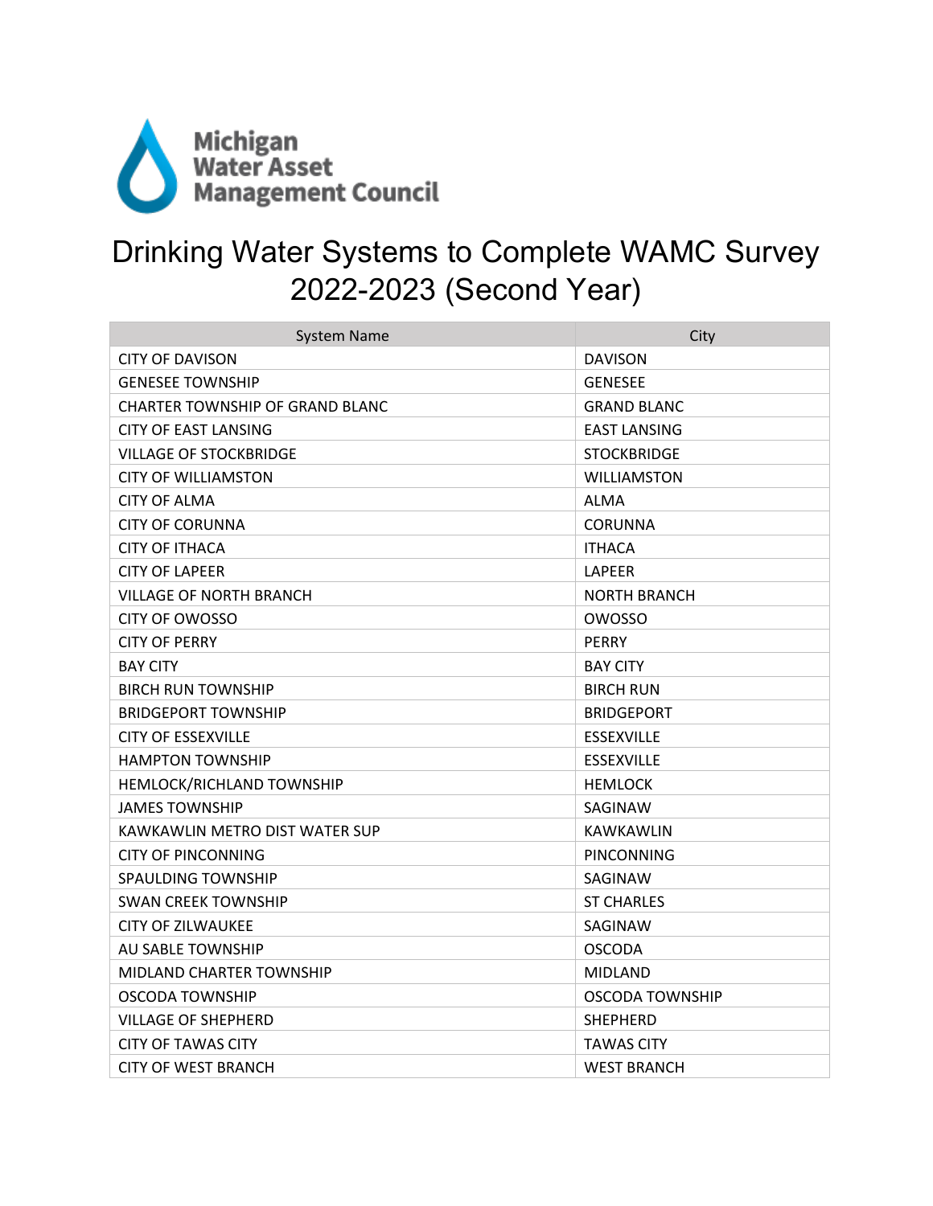Michigan Water Asset Management Council

# Drinking Water Systems to Complete WAMC Survey 2022-2023 (Second Year)

| System Name | City |
| --- | --- |
| CITY OF DAVISON | DAVISON |
| GENESEE TOWNSHIP | GENESEE |
| CHARTER TOWNSHIP OF GRAND BLANC | GRAND BLANC |
| CITY OF EAST LANSING | EAST LANSING |
| VILLAGE OF STOCKBRIDGE | STOCKBRIDGE |
| CITY OF WILLIAMSTON | WILLIAMSTON |
| CITY OF ALMA | ALMA |
| CITY OF CORUNNA | CORUNNA |
| CITY OF ITHACA | ITHACA |
| CITY OF LAPEER | LAPEER |
| VILLAGE OF NORTH BRANCH | NORTH BRANCH |
| CITY OF OWOSSO | OWOSSO |
| CITY OF PERRY | PERRY |
| BAY CITY | BAY CITY |
| BIRCH RUN TOWNSHIP | BIRCH RUN |
| BRIDGEPORT TOWNSHIP | BRIDGEPORT |
| CITY OF ESSEXVILLE | ESSEXVILLE |
| HAMPTON TOWNSHIP | ESSEXVILLE |
| HEMLOCK/RICHLAND TOWNSHIP | HEMLOCK |
| JAMES TOWNSHIP | SAGINAW |
| KAWKAWLIN METRO DIST WATER SUP | KAWKAWLIN |
| CITY OF PINCONNING | PINCONNING |
| SPAULDING TOWNSHIP | SAGINAW |
| SWAN CREEK TOWNSHIP | ST CHARLES |
| CITY OF ZILWAUKEE | SAGINAW |
| AU SABLE TOWNSHIP | OSCODA |
| MIDLAND CHARTER TOWNSHIP | MIDLAND |
| OSCODA TOWNSHIP | OSCODA TOWNSHIP |
| VILLAGE OF SHEPHERD | SHEPHERD |
| CITY OF TAWAS CITY | TAWAS CITY |
| CITY OF WEST BRANCH | WEST BRANCH |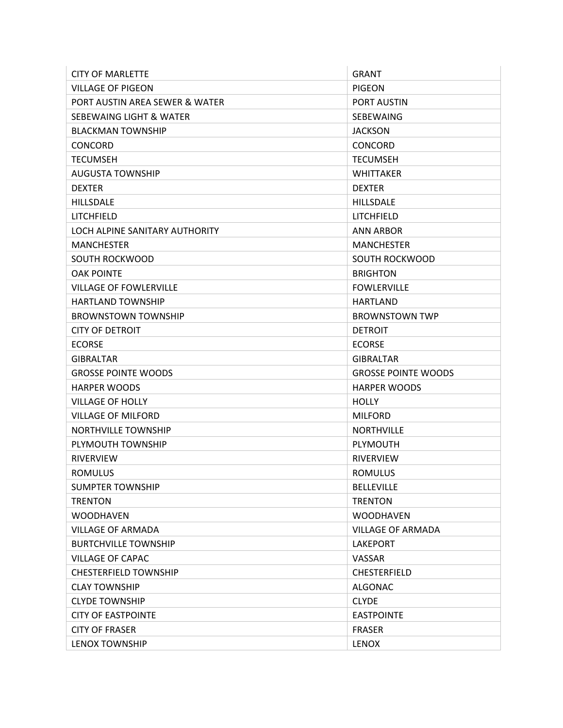| CITY OF MARLETTE | GRANT |
|---|---|
| VILLAGE OF PIGEON | PIGEON |
| PORT AUSTIN AREA SEWER & WATER | PORT AUSTIN |
| SEBEWAING LIGHT & WATER | SEBEWAING |
| BLACKMAN TOWNSHIP | JACKSON |
| CONCORD | CONCORD |
| TECUMSEH | TECUMSEH |
| AUGUSTA TOWNSHIP | WHITTAKER |
| DEXTER | DEXTER |
| HILLSDALE | HILLSDALE |
| LITCHFIELD | LITCHFIELD |
| LOCH ALPINE SANITARY AUTHORITY | ANN ARBOR |
| MANCHESTER | MANCHESTER |
| SOUTH ROCKWOOD | SOUTH ROCKWOOD |
| OAK POINTE | BRIGHTON |
| VILLAGE OF FOWLERVILLE | FOWLERVILLE |
| HARTLAND TOWNSHIP | HARTLAND |
| BROWNSTOWN TOWNSHIP | BROWNSTOWN TWP |
| CITY OF DETROIT | DETROIT |
| ECORSE | ECORSE |
| GIBRALTAR | GIBRALTAR |
| GROSSE POINTE WOODS | GROSSE POINTE WOODS |
| HARPER WOODS | HARPER WOODS |
| VILLAGE OF HOLLY | HOLLY |
| VILLAGE OF MILFORD | MILFORD |
| NORTHVILLE TOWNSHIP | NORTHVILLE |
| PLYMOUTH TOWNSHIP | PLYMOUTH |
| RIVERVIEW | RIVERVIEW |
| ROMULUS | ROMULUS |
| SUMPTER TOWNSHIP | BELLEVILLE |
| TRENTON | TRENTON |
| WOODHAVEN | WOODHAVEN |
| VILLAGE OF ARMADA | VILLAGE OF ARMADA |
| BURTCHVILLE TOWNSHIP | LAKEPORT |
| VILLAGE OF CAPAC | VASSAR |
| CHESTERFIELD TOWNSHIP | CHESTERFIELD |
| CLAY TOWNSHIP | ALGONAC |
| CLYDE TOWNSHIP | CLYDE |
| CITY OF EASTPOINTE | EASTPOINTE |
| CITY OF FRASER | FRASER |
| LENOX TOWNSHIP | LENOX |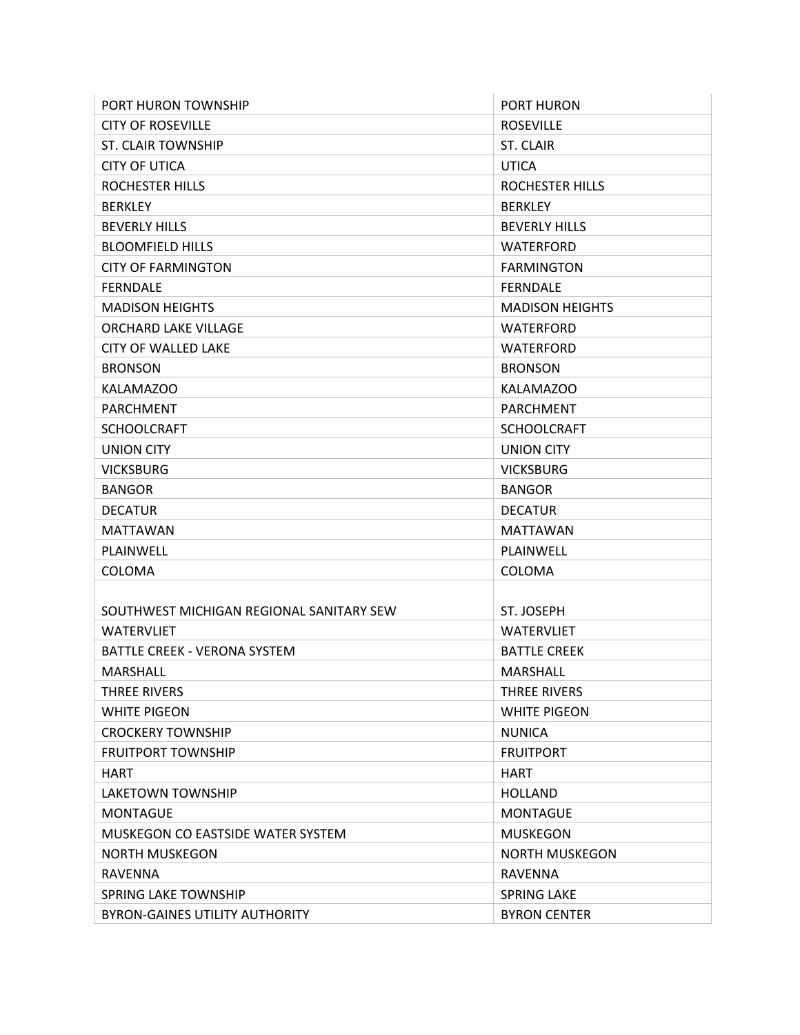| | |
|---|---|
| PORT HURON TOWNSHIP | PORT HURON |
| CITY OF ROSEVILLE | ROSEVILLE |
| ST. CLAIR TOWNSHIP | ST. CLAIR |
| CITY OF UTICA | UTICA |
| ROCHESTER HILLS | ROCHESTER HILLS |
| BERKLEY | BERKLEY |
| BEVERLY HILLS | BEVERLY HILLS |
| BLOOMFIELD HILLS | WATERFORD |
| CITY OF FARMINGTON | FARMINGTON |
| FERNDALE | FERNDALE |
| MADISON HEIGHTS | MADISON HEIGHTS |
| ORCHARD LAKE VILLAGE | WATERFORD |
| CITY OF WALLED LAKE | WATERFORD |
| BRONSON | BRONSON |
| KALAMAZOO | KALAMAZOO |
| PARCHMENT | PARCHMENT |
| SCHOOLCRAFT | SCHOOLCRAFT |
| UNION CITY | UNION CITY |
| VICKSBURG | VICKSBURG |
| BANGOR | BANGOR |
| DECATUR | DECATUR |
| MATTAWAN | MATTAWAN |
| PLAINWELL | PLAINWELL |
| COLOMA | COLOMA |
| SOUTHWEST MICHIGAN REGIONAL SANITARY SEW | ST. JOSEPH |
| WATERVLIET | WATERVLIET |
| BATTLE CREEK - VERONA SYSTEM | BATTLE CREEK |
| MARSHALL | MARSHALL |
| THREE RIVERS | THREE RIVERS |
| WHITE PIGEON | WHITE PIGEON |
| CROCKERY TOWNSHIP | NUNICA |
| FRUITPORT TOWNSHIP | FRUITPORT |
| HART | HART |
| LAKETOWN TOWNSHIP | HOLLAND |
| MONTAGUE | MONTAGUE |
| MUSKEGON CO EASTSIDE WATER SYSTEM | MUSKEGON |
| NORTH MUSKEGON | NORTH MUSKEGON |
| RAVENNA | RAVENNA |
| SPRING LAKE TOWNSHIP | SPRING LAKE |
| BYRON-GAINES UTILITY AUTHORITY | BYRON CENTER |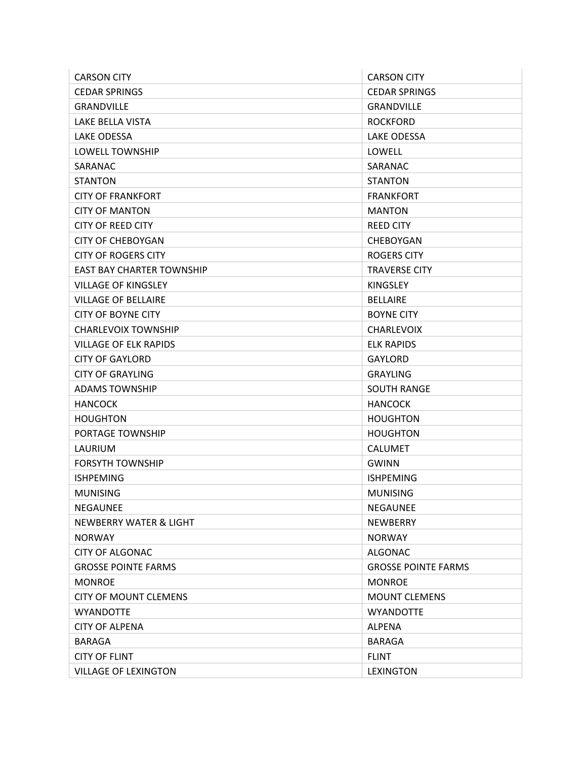| | |
|---|---|
| CARSON CITY | CARSON CITY |
| CEDAR SPRINGS | CEDAR SPRINGS |
| GRANDVILLE | GRANDVILLE |
| LAKE BELLA VISTA | ROCKFORD |
| LAKE ODESSA | LAKE ODESSA |
| LOWELL TOWNSHIP | LOWELL |
| SARANAC | SARANAC |
| STANTON | STANTON |
| CITY OF FRANKFORT | FRANKFORT |
| CITY OF MANTON | MANTON |
| CITY OF REED CITY | REED CITY |
| CITY OF CHEBOYGAN | CHEBOYGAN |
| CITY OF ROGERS CITY | ROGERS CITY |
| EAST BAY CHARTER TOWNSHIP | TRAVERSE CITY |
| VILLAGE OF KINGSLEY | KINGSLEY |
| VILLAGE OF BELLAIRE | BELLAIRE |
| CITY OF BOYNE CITY | BOYNE CITY |
| CHARLEVOIX TOWNSHIP | CHARLEVOIX |
| VILLAGE OF ELK RAPIDS | ELK RAPIDS |
| CITY OF GAYLORD | GAYLORD |
| CITY OF GRAYLING | GRAYLING |
| ADAMS TOWNSHIP | SOUTH RANGE |
| HANCOCK | HANCOCK |
| HOUGHTON | HOUGHTON |
| PORTAGE TOWNSHIP | HOUGHTON |
| LAURIUM | CALUMET |
| FORSYTH TOWNSHIP | GWINN |
| ISHPEMING | ISHPEMING |
| MUNISING | MUNISING |
| NEGAUNEE | NEGAUNEE |
| NEWBERRY WATER & LIGHT | NEWBERRY |
| NORWAY | NORWAY |
| CITY OF ALGONAC | ALGONAC |
| GROSSE POINTE FARMS | GROSSE POINTE FARMS |
| MONROE | MONROE |
| CITY OF MOUNT CLEMENS | MOUNT CLEMENS |
| WYANDOTTE | WYANDOTTE |
| CITY OF ALPENA | ALPENA |
| BARAGA | BARAGA |
| CITY OF FLINT | FLINT |
| VILLAGE OF LEXINGTON | LEXINGTON |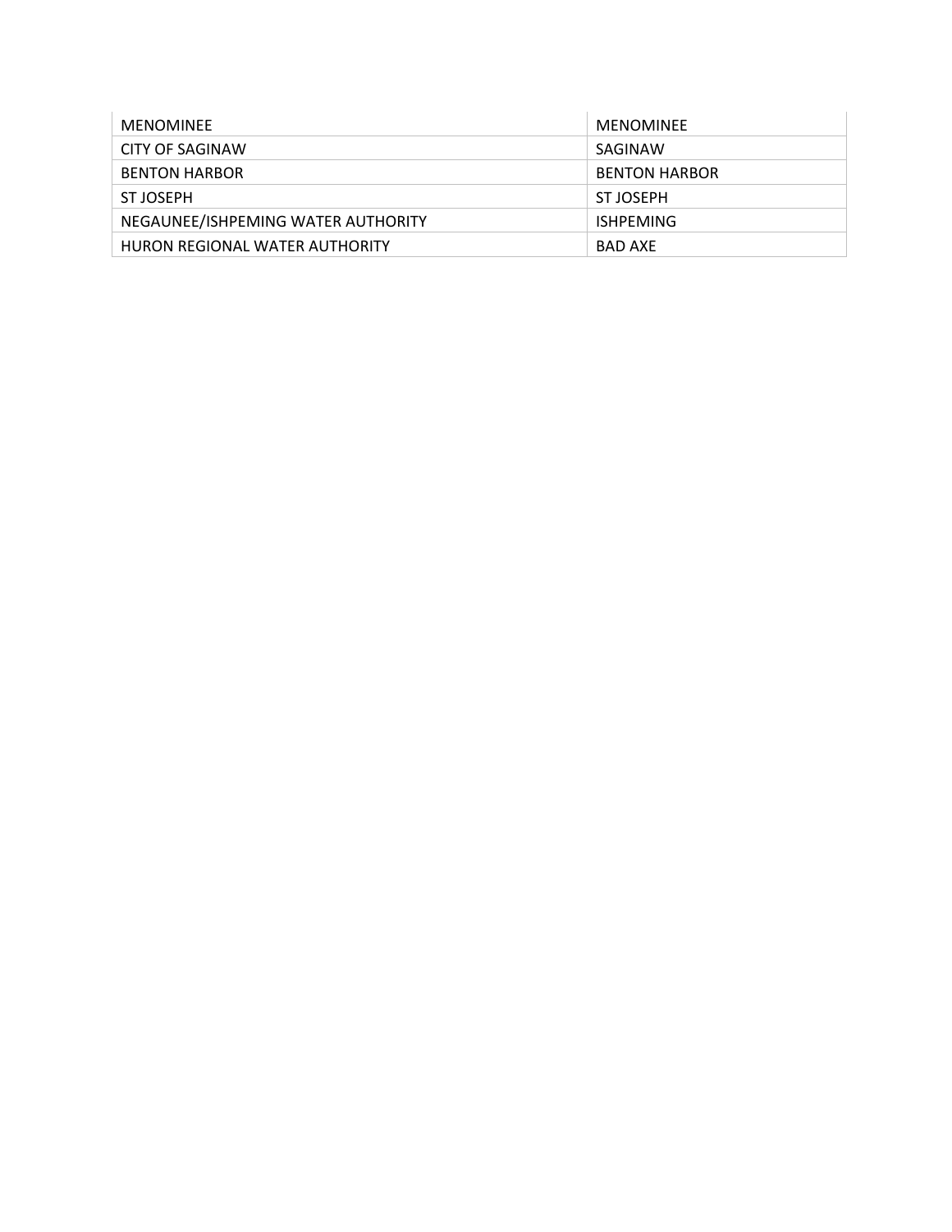| | |
|---|---|
| MENOMINEE | MENOMINEE |
| CITY OF SAGINAW | SAGINAW |
| BENTON HARBOR | BENTON HARBOR |
| ST JOSEPH | ST JOSEPH |
| NEGAUNEE/ISHPEMING WATER AUTHORITY | ISHPEMING |
| HURON REGIONAL WATER AUTHORITY | BAD AXE |